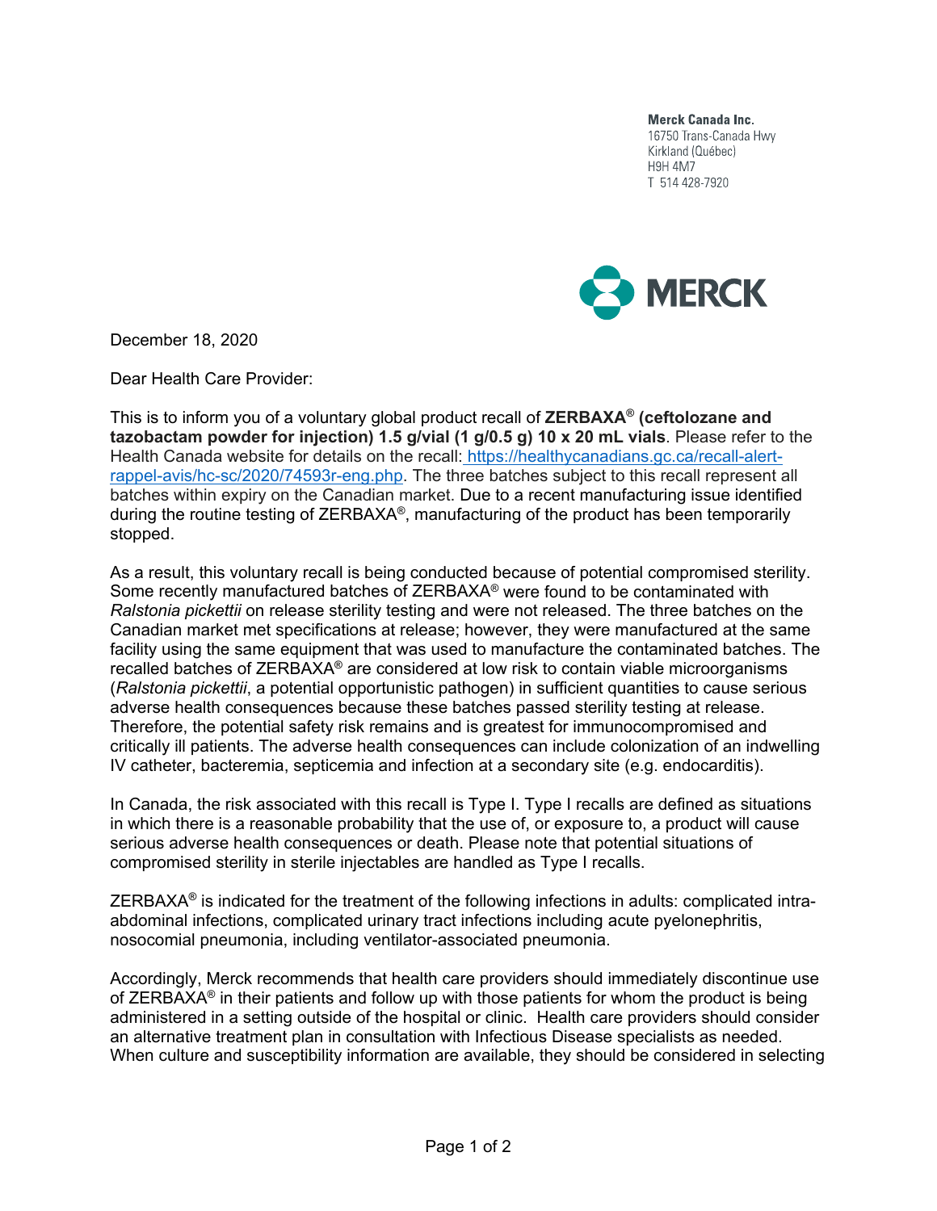**Merck Canada Inc.**
16750 Trans-Canada Hwy
Kirkland (Québec)
H9H 4M7
T 514 428-7920

MERCK

December 18, 2020

Dear Health Care Provider:

This is to inform you of a voluntary global product recall of **ZERBAXA® (ceftolozane and tazobactam powder for injection) 1.5 g/vial (1 g/0.5 g) 10 x 20 mL vials**. Please refer to the Health Canada website for details on the recall: https://healthycanadians.gc.ca/recall-alert-rappel-avis/hc-sc/2020/74593r-eng.php. The three batches subject to this recall represent all batches within expiry on the Canadian market. Due to a recent manufacturing issue identified during the routine testing of ZERBAXA®, manufacturing of the product has been temporarily stopped.

As a result, this voluntary recall is being conducted because of potential compromised sterility. Some recently manufactured batches of ZERBAXA® were found to be contaminated with *Ralstonia pickettii* on release sterility testing and were not released. The three batches on the Canadian market met specifications at release; however, they were manufactured at the same facility using the same equipment that was used to manufacture the contaminated batches. The recalled batches of ZERBAXA® are considered at low risk to contain viable microorganisms (*Ralstonia pickettii*, a potential opportunistic pathogen) in sufficient quantities to cause serious adverse health consequences because these batches passed sterility testing at release. Therefore, the potential safety risk remains and is greatest for immunocompromised and critically ill patients. The adverse health consequences can include colonization of an indwelling IV catheter, bacteremia, septicemia and infection at a secondary site (e.g. endocarditis).

In Canada, the risk associated with this recall is Type I. Type I recalls are defined as situations in which there is a reasonable probability that the use of, or exposure to, a product will cause serious adverse health consequences or death. Please note that potential situations of compromised sterility in sterile injectables are handled as Type I recalls.

ZERBAXA® is indicated for the treatment of the following infections in adults: complicated intra-abdominal infections, complicated urinary tract infections including acute pyelonephritis, nosocomial pneumonia, including ventilator-associated pneumonia.

Accordingly, Merck recommends that health care providers should immediately discontinue use of ZERBAXA® in their patients and follow up with those patients for whom the product is being administered in a setting outside of the hospital or clinic. Health care providers should consider an alternative treatment plan in consultation with Infectious Disease specialists as needed. When culture and susceptibility information are available, they should be considered in selecting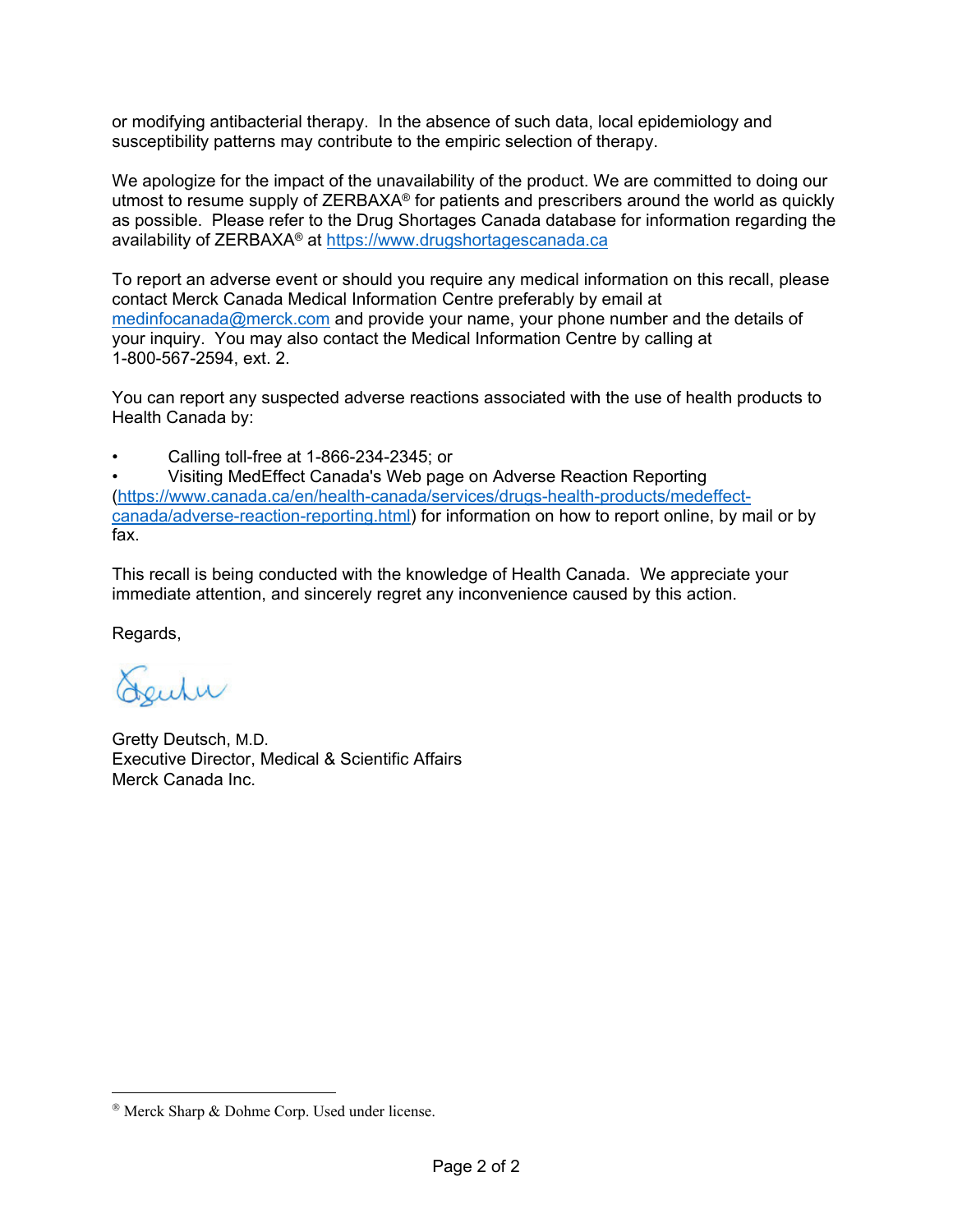or modifying antibacterial therapy. In the absence of such data, local epidemiology and susceptibility patterns may contribute to the empiric selection of therapy.

We apologize for the impact of the unavailability of the product. We are committed to doing our utmost to resume supply of ZERBAXA® for patients and prescribers around the world as quickly as possible. Please refer to the Drug Shortages Canada database for information regarding the availability of ZERBAXA® at https://www.drugshortagescanada.ca

To report an adverse event or should you require any medical information on this recall, please contact Merck Canada Medical Information Centre preferably by email at medinfocanada@merck.com and provide your name, your phone number and the details of your inquiry. You may also contact the Medical Information Centre by calling at 1-800-567-2594, ext. 2.

You can report any suspected adverse reactions associated with the use of health products to Health Canada by:

- Calling toll-free at 1-866-234-2345; or
- Visiting MedEffect Canada's Web page on Adverse Reaction Reporting (https://www.canada.ca/en/health-canada/services/drugs-health-products/medeffect-canada/adverse-reaction-reporting.html) for information on how to report online, by mail or by fax.

This recall is being conducted with the knowledge of Health Canada. We appreciate your immediate attention, and sincerely regret any inconvenience caused by this action.

Regards,

Gretty Deutsch, M.D.
Executive Director, Medical & Scientific Affairs
Merck Canada Inc.

® Merck Sharp & Dohme Corp. Used under license.